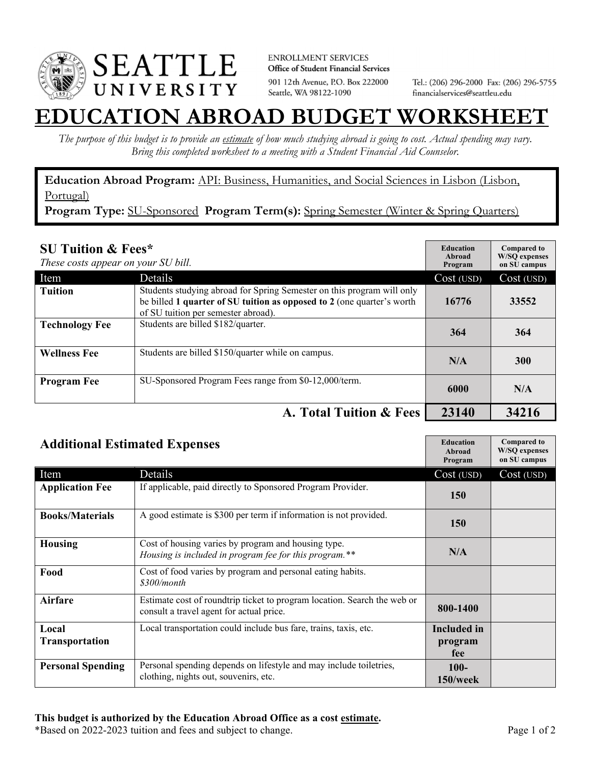ENROLLMENT SERVICES
**Office of Student Financial Services**
901 12th Avenue, P.O. Box 222000
Seattle, WA 98122-1090

Tel.: (206) 296-2000 Fax: (206) 296-5755
financialservices@seattleu.edu

# EDUCATION ABROAD BUDGET WORKSHEET

*The purpose of this budget is to provide an estimate of how much studying abroad is going to cost. Actual spending may vary. Bring this completed worksheet to a meeting with a Student Financial Aid Counselor.*

**Education Abroad Program:** API: Business, Humanities, and Social Sciences in Lisbon (Lisbon, Portugal)
**Program Type:** SU-Sponsored **Program Term(s):** Spring Semester (Winter & Spring Quarters)

## SU Tuition & Fees*

*These costs appear on your SU bill.*

| Item | Details | Education Abroad Program Cost (USD) | Compared to W/SQ expenses on SU campus Cost (USD) |
|---|---|---|---|
| **Tuition** | Students studying abroad for Spring Semester on this program will only be billed **1 quarter of SU tuition as opposed to 2** (one quarter's worth of SU tuition per semester abroad). | 16776 | 33552 |
| **Technology Fee** | Students are billed $182/quarter. | 364 | 364 |
| **Wellness Fee** | Students are billed $150/quarter while on campus. | N/A | 300 |
| **Program Fee** | SU-Sponsored Program Fees range from $0-12,000/term. | 6000 | N/A |
| | **A. Total Tuition & Fees** | **23140** | **34216** |

## Additional Estimated Expenses

| Item | Details | Education Abroad Program Cost (USD) | Compared to W/SQ expenses on SU campus Cost (USD) |
|---|---|---|---|
| **Application Fee** | If applicable, paid directly to Sponsored Program Provider. | 150 | |
| **Books/Materials** | A good estimate is $300 per term if information is not provided. | 150 | |
| **Housing** | Cost of housing varies by program and housing type. *Housing is included in program fee for this program.*** | N/A | |
| **Food** | Cost of food varies by program and personal eating habits. *$300/month* | | |
| **Airfare** | Estimate cost of roundtrip ticket to program location. Search the web or consult a travel agent for actual price. | 800-1400 | |
| **Local Transportation** | Local transportation could include bus fare, trains, taxis, etc. | Included in program fee | |
| **Personal Spending** | Personal spending depends on lifestyle and may include toiletries, clothing, nights out, souvenirs, etc. | 100-150/week | |

**This budget is authorized by the Education Abroad Office as a cost estimate.**
*Based on 2022-2023 tuition and fees and subject to change.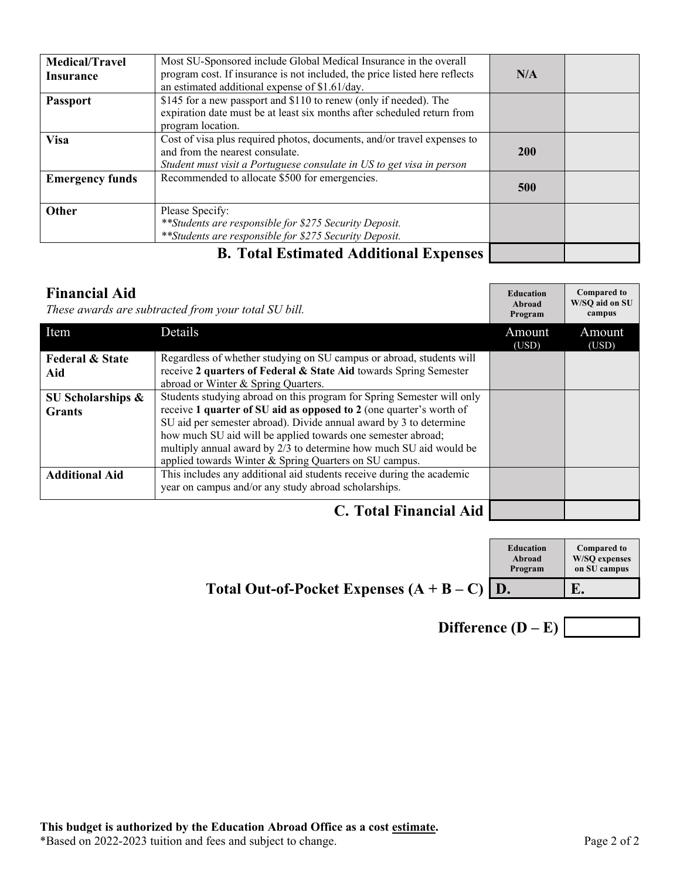| | | | |
|---|---|---|---|
| **Medical/Travel Insurance** | Most SU-Sponsored include Global Medical Insurance in the overall program cost. If insurance is not included, the price listed here reflects an estimated additional expense of $1.61/day. | **N/A** | |
| **Passport** | $145 for a new passport and $110 to renew (only if needed). The expiration date must be at least six months after scheduled return from program location. | | |
| **Visa** | Cost of visa plus required photos, documents, and/or travel expenses to and from the nearest consulate. *Student must visit a Portuguese consulate in US to get visa in person* | **200** | |
| **Emergency funds** | Recommended to allocate $500 for emergencies. | **500** | |
| **Other** | Please Specify: *\*\*Students are responsible for $275 Security Deposit.* *\*\*Students are responsible for $275 Security Deposit.* | | |
| | **B. Total Estimated Additional Expenses** | | |

## Financial Aid

*These awards are subtracted from your total SU bill.*

| Item | Details | Education Abroad Program Amount (USD) | Compared to W/SQ aid on SU campus Amount (USD) |
|---|---|---|---|
| **Federal & State Aid** | Regardless of whether studying on SU campus or abroad, students will receive **2 quarters of Federal & State Aid** towards Spring Semester abroad or Winter & Spring Quarters. | | |
| **SU Scholarships & Grants** | Students studying abroad on this program for Spring Semester will only receive **1 quarter of SU aid as opposed to 2** (one quarter's worth of SU aid per semester abroad). Divide annual award by 3 to determine how much SU aid will be applied towards one semester abroad; multiply annual award by 2/3 to determine how much SU aid would be applied towards Winter & Spring Quarters on SU campus. | | |
| **Additional Aid** | This includes any additional aid students receive during the academic year on campus and/or any study abroad scholarships. | | |
| | **C. Total Financial Aid** | | |

| | Education Abroad Program | Compared to W/SQ expenses on SU campus |
|---|---|---|
| **Total Out-of-Pocket Expenses (A + B – C)** | **D.** | **E.** |

**Difference (D – E)**

**This budget is authorized by the Education Abroad Office as a cost estimate.**

\*Based on 2022-2023 tuition and fees and subject to change.